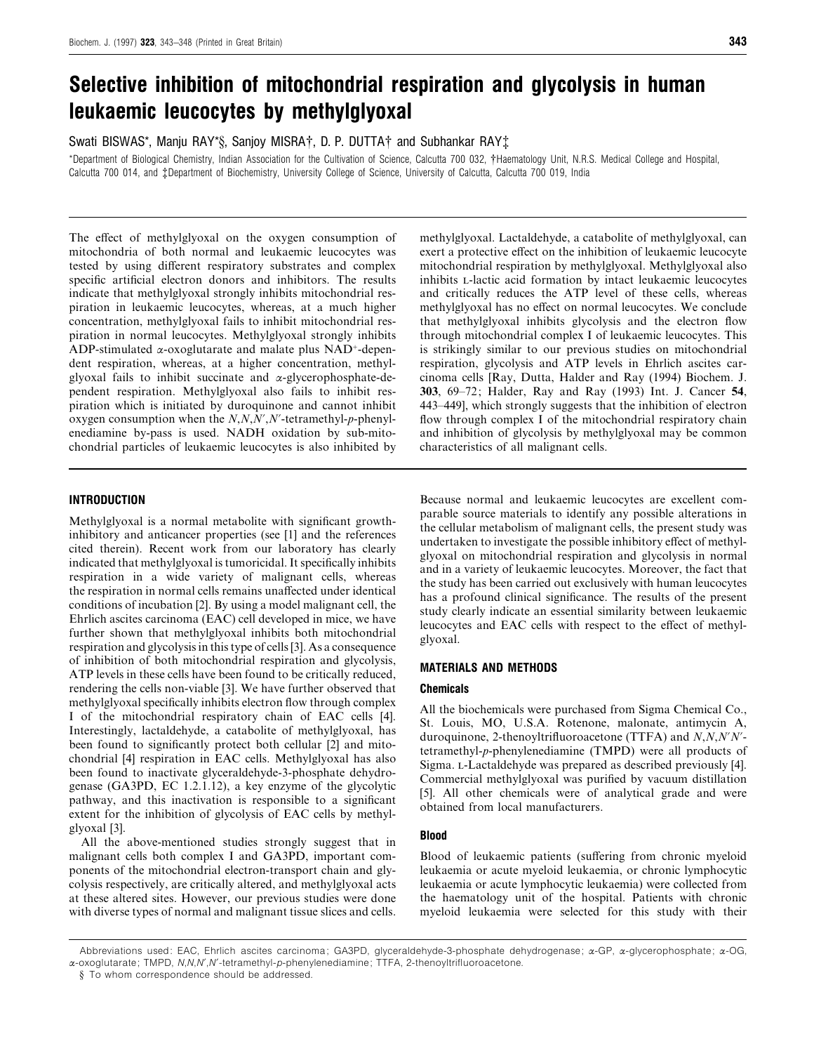# Selective inhibition of mitochondrial respiration and glycolysis in human leukaemic leucocytes by methylglyoxal

Swati BISWAS*, Manju RAY*§, Sanjoy MISRA†, D. P. DUTTA† and Subhankar RAY‡

*Department of Biological Chemistry, Indian Association for the Cultivation of Science, Calcutta 700 032, †Haematology Unit, N.R.S. Medical College and Hospital, Calcutta 700 014, and ‡Department of Biochemistry, University College of Science, University of Calcutta, Calcutta 700 019, India

The effect of methylglyoxal on the oxygen consumption of mitochondria of both normal and leukaemic leucocytes was tested by using different respiratory substrates and complex specific artificial electron donors and inhibitors. The results indicate that methylglyoxal strongly inhibits mitochondrial respiration in leukaemic leucocytes, whereas, at a much higher concentration, methylglyoxal fails to inhibit mitochondrial respiration in normal leucocytes. Methylglyoxal strongly inhibits ADP-stimulated α-oxoglutarate and malate plus $NAD^+$-dependent respiration, whereas, at a higher concentration, methylglyoxal fails to inhibit succinate and α-glycerophosphate-dependent respiration. Methylglyoxal also fails to inhibit respiration which is initiated by duroquinone and cannot inhibit oxygen consumption when the *N,N,N′,N′*-tetramethyl-*p*-phenylenediamine by-pass is used. NADH oxidation by sub-mitochondrial particles of leukaemic leucocytes is also inhibited by methylglyoxal. Lactaldehyde, a catabolite of methylglyoxal, can exert a protective effect on the inhibition of leukaemic leucocyte mitochondrial respiration by methylglyoxal. Methylglyoxal also inhibits L-lactic acid formation by intact leukaemic leucocytes and critically reduces the ATP level of these cells, whereas methylglyoxal has no effect on normal leucocytes. We conclude that methylglyoxal inhibits glycolysis and the electron flow through mitochondrial complex I of leukaemic leucocytes. This is strikingly similar to our previous studies on mitochondrial respiration, glycolysis and ATP levels in Ehrlich ascites carcinoma cells [Ray, Dutta, Halder and Ray (1994) Biochem. J. **303**, 69–72; Halder, Ray and Ray (1993) Int. J. Cancer **54**, 443–449], which strongly suggests that the inhibition of electron flow through complex I of the mitochondrial respiratory chain and inhibition of glycolysis by methylglyoxal may be common characteristics of all malignant cells.

## INTRODUCTION

Methylglyoxal is a normal metabolite with significant growth-inhibitory and anticancer properties (see [1] and the references cited therein). Recent work from our laboratory has clearly indicated that methylglyoxal is tumoricidal. It specifically inhibits respiration in a wide variety of malignant cells, whereas the respiration in normal cells remains unaffected under identical conditions of incubation [2]. By using a model malignant cell, the Ehrlich ascites carcinoma (EAC) cell developed in mice, we have further shown that methylglyoxal inhibits both mitochondrial respiration and glycolysis in this type of cells [3]. As a consequence of inhibition of both mitochondrial respiration and glycolysis, ATP levels in these cells have been found to be critically reduced, rendering the cells non-viable [3]. We have further observed that methylglyoxal specifically inhibits electron flow through complex I of the mitochondrial respiratory chain of EAC cells [4]. Interestingly, lactaldehyde, a catabolite of methylglyoxal, has been found to significantly protect both cellular [2] and mitochondrial [4] respiration in EAC cells. Methylglyoxal has also been found to inactivate glyceraldehyde-3-phosphate dehydrogenase (GA3PD, EC 1.2.1.12), a key enzyme of the glycolytic pathway, and this inactivation is responsible to a significant extent for the inhibition of glycolysis of EAC cells by methylglyoxal [3].

All the above-mentioned studies strongly suggest that in malignant cells both complex I and GA3PD, important components of the mitochondrial electron-transport chain and glycolysis respectively, are critically altered, and methylglyoxal acts at these altered sites. However, our previous studies were done with diverse types of normal and malignant tissue slices and cells. Because normal and leukaemic leucocytes are excellent comparable source materials to identify any possible alterations in the cellular metabolism of malignant cells, the present study was undertaken to investigate the possible inhibitory effect of methylglyoxal on mitochondrial respiration and glycolysis in normal and in a variety of leukaemic leucocytes. Moreover, the fact that the study has been carried out exclusively with human leucocytes has a profound clinical significance. The results of the present study clearly indicate an essential similarity between leukaemic leucocytes and EAC cells with respect to the effect of methylglyoxal.

## MATERIALS AND METHODS

### Chemicals

All the biochemicals were purchased from Sigma Chemical Co., St. Louis, MO, U.S.A. Rotenone, malonate, antimycin A, duroquinone, 2-thenoyltrifluoroacetone (TTFA) and *N,N,N′N′*-tetramethyl-*p*-phenylenediamine (TMPD) were all products of Sigma. L-Lactaldehyde was prepared as described previously [4]. Commercial methylglyoxal was purified by vacuum distillation [5]. All other chemicals were of analytical grade and were obtained from local manufacturers.

### Blood

Blood of leukaemic patients (suffering from chronic myeloid leukaemia or acute myeloid leukaemia, or chronic lymphocytic leukaemia or acute lymphocytic leukaemia) were collected from the haematology unit of the hospital. Patients with chronic myeloid leukaemia were selected for this study with their

Abbreviations used: EAC, Ehrlich ascites carcinoma; GA3PD, glyceraldehyde-3-phosphate dehydrogenase; α-GP, α-glycerophosphate; α-OG, α-oxoglutarate; TMPD, *N,N,N′,N′*-tetramethyl-*p*-phenylenediamine; TTFA, 2-thenoyltrifluoroacetone.

§ To whom correspondence should be addressed.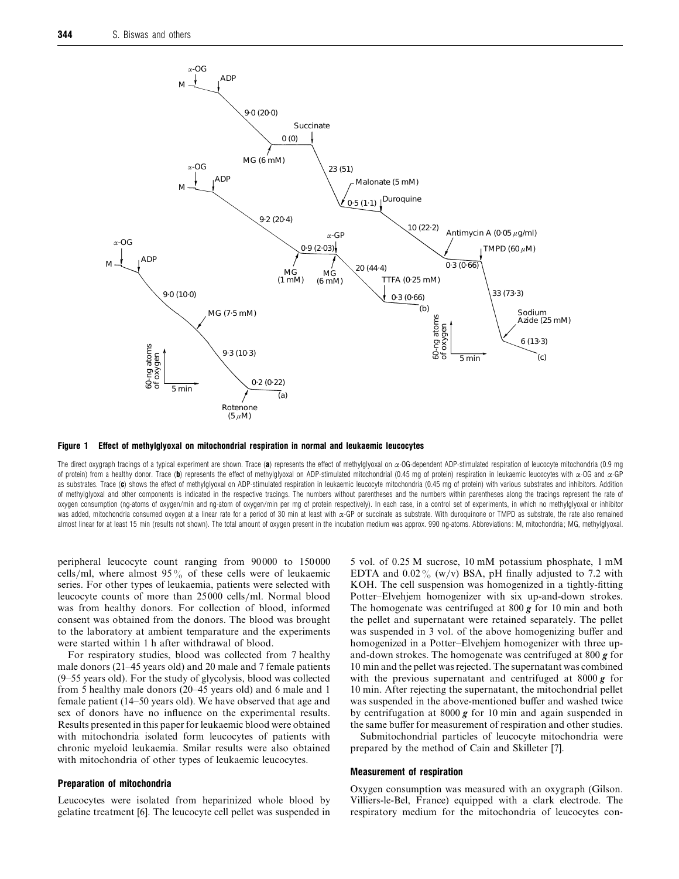**Figure 1 Effect of methylglyoxal on mitochondrial respiration in normal and leukaemic leucocytes**

The direct oxygraph tracings of a typical experiment are shown. Trace (**a**) represents the effect of methylglyoxal on α-OG-dependent ADP-stimulated respiration of leucocyte mitochondria (0.9 mg of protein) from a healthy donor. Trace (**b**) represents the effect of methylglyoxal on ADP-stimulated mitochondrial (0.45 mg of protein) respiration in leukaemic leucocytes with α-OG and α-GP as substrates. Trace (**c**) shows the effect of methylglyoxal on ADP-stimulated respiration in leukaemic leucocyte mitochondria (0.45 mg of protein) with various substrates and inhibitors. Addition of methylglyoxal and other components is indicated in the respective tracings. The numbers without parentheses and the numbers within parentheses along the tracings represent the rate of oxygen consumption (ng-atoms of oxygen/min and ng-atom of oxygen/min per mg of protein respectively). In each case, in a control set of experiments, in which no methylglyoxal or inhibitor was added, mitochondria consumed oxygen at a linear rate for a period of 30 min at least with α-GP or succinate as substrate. With duroquinone or TMPD as substrate, the rate also remained almost linear for at least 15 min (results not shown). The total amount of oxygen present in the incubation medium was approx. 990 ng-atoms. Abbreviations: M, mitochondria; MG, methylglyoxal.

peripheral leucocyte count ranging from 90000 to 150000 cells/ml, where almost 95% of these cells were of leukaemic series. For other types of leukaemia, patients were selected with leucocyte counts of more than 25000 cells/ml. Normal blood was from healthy donors. For collection of blood, informed consent was obtained from the donors. The blood was brought to the laboratory at ambient temparature and the experiments were started within 1 h after withdrawal of blood.

For respiratory studies, blood was collected from 7 healthy male donors (21–45 years old) and 20 male and 7 female patients (9–55 years old). For the study of glycolysis, blood was collected from 5 healthy male donors (20–45 years old) and 6 male and 1 female patient (14–50 years old). We have observed that age and sex of donors have no influence on the experimental results. Results presented in this paper for leukaemic blood were obtained with mitochondria isolated form leucocytes of patients with chronic myeloid leukaemia. Smilar results were also obtained with mitochondria of other types of leukaemic leucocytes.

### Preparation of mitochondria

Leucocytes were isolated from heparinized whole blood by gelatine treatment [6]. The leucocyte cell pellet was suspended in 5 vol. of 0.25 M sucrose, 10 mM potassium phosphate, 1 mM EDTA and 0.02% (w/v) BSA, pH finally adjusted to 7.2 with KOH. The cell suspension was homogenized in a tightly-fitting Potter–Elvehjem homogenizer with six up-and-down strokes. The homogenate was centrifuged at 800 ***g*** for 10 min and both the pellet and supernatant were retained separately. The pellet was suspended in 3 vol. of the above homogenizing buffer and homogenized in a Potter–Elvehjem homogenizer with three up-and-down strokes. The homogenate was centrifuged at 800 ***g*** for 10 min and the pellet was rejected. The supernatant was combined with the previous supernatant and centrifuged at 8000 ***g*** for 10 min. After rejecting the supernatant, the mitochondrial pellet was suspended in the above-mentioned buffer and washed twice by centrifugation at 8000 ***g*** for 10 min and again suspended in the same buffer for measurement of respiration and other studies.

Submitochondrial particles of leucocyte mitochondria were prepared by the method of Cain and Skilleter [7].

### Measurement of respiration

Oxygen consumption was measured with an oxygraph (Gilson. Villiers-le-Bel, France) equipped with a clark electrode. The respiratory medium for the mitochondria of leucocytes con-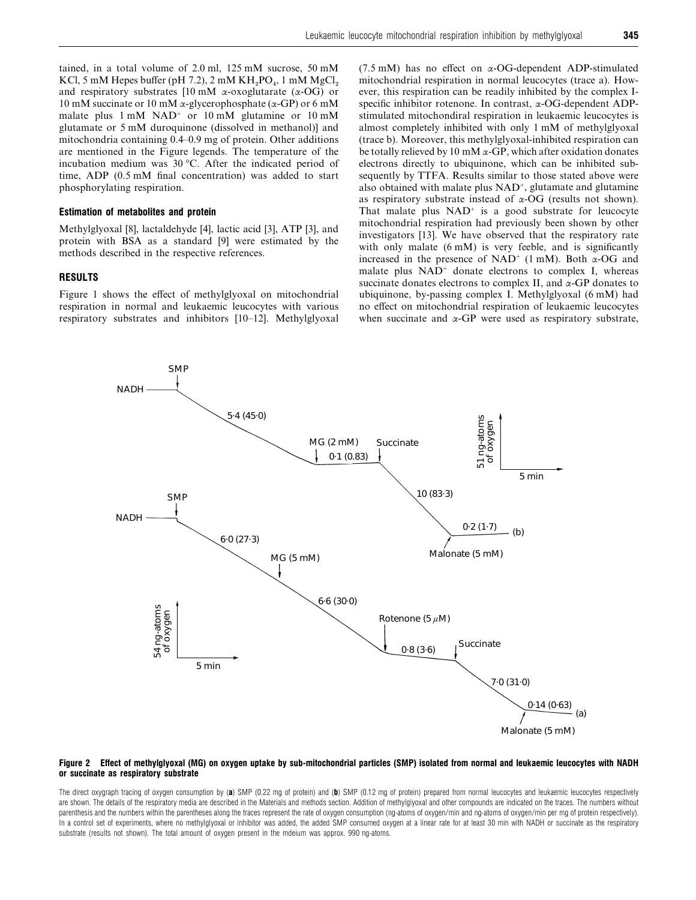tained, in a total volume of 2.0 ml, 125 mM sucrose, 50 mM KCl, 5 mM Hepes buffer (pH 7.2), 2 mM $KH_2PO_4$, 1 mM $MgCl_2$ and respiratory substrates [10 mM α-oxoglutarate (α-OG) or 10 mM succinate or 10 mM α-glycerophosphate (α-GP) or 6 mM malate plus 1 mM $NAD^+$ or 10 mM glutamine or 10 mM glutamate or 5 mM duroquinone (dissolved in methanol)] and mitochondria containing 0.4–0.9 mg of protein. Other additions are mentioned in the Figure legends. The temperature of the incubation medium was 30 °C. After the indicated period of time, ADP (0.5 mM final concentration) was added to start phosphorylating respiration.

### Estimation of metabolites and protein

Methylglyoxal [8], lactaldehyde [4], lactic acid [3], ATP [3], and protein with BSA as a standard [9] were estimated by the methods described in the respective references.

## RESULTS

Figure 1 shows the effect of methylglyoxal on mitochondrial respiration in normal and leukaemic leucocytes with various respiratory substrates and inhibitors [10–12]. Methylglyoxal (7.5 mM) has no effect on α-OG-dependent ADP-stimulated mitochondrial respiration in normal leucocytes (trace a). However, this respiration can be readily inhibited by the complex I-specific inhibitor rotenone. In contrast, α-OG-dependent ADP-stimulated mitochondiral respiration in leukaemic leucocytes is almost completely inhibited with only 1 mM of methylglyoxal (trace b). Moreover, this methylglyoxal-inhibited respiration can be totally relieved by 10 mM α-GP, which after oxidation donates electrons directly to ubiquinone, which can be inhibited subsequently by TTFA. Results similar to those stated above were also obtained with malate plus $NAD^+$, glutamate and glutamine as respiratory substrate instead of α-OG (results not shown). That malate plus $NAD^+$ is a good substrate for leucocyte mitochondrial respiration had previously been shown by other investigators [13]. We have observed that the respiratory rate with only malate (6 mM) is very feeble, and is significantly increased in the presence of $NAD^+$ (1 mM). Both α-OG and malate plus $NAD^+$ donate electrons to complex I, whereas succinate donates electrons to complex II, and α-GP donates to ubiquinone, by-passing complex I. Methylglyoxal (6 mM) had no effect on mitochondrial respiration of leukaemic leucocytes when succinate and α-GP were used as respiratory substrate,

**Figure 2 Effect of methylglyoxal (MG) on oxygen uptake by sub-mitochondrial particles (SMP) isolated from normal and leukaemic leucocytes with NADH or succinate as respiratory substrate**

The direct oxygraph tracing of oxygen consumption by (**a**) SMP (0.22 mg of protein) and (**b**) SMP (0.12 mg of protein) prepared from normal leucocytes and leukaemic leucocytes respectively are shown. The details of the respiratory media are described in the Materials and methods section. Addition of methylglyoxal and other compounds are indicated on the traces. The numbers without parenthesis and the numbers within the parentheses along the traces represent the rate of oxygen consumption (ng-atoms of oxygen/min and ng-atoms of oxygen/min per mg of protein respectively). In a control set of experiments, where no methylglyoxal or inhibitor was added, the added SMP consumed oxygen at a linear rate for at least 30 min with NADH or succinate as the respiratory substrate (results not shown). The total amount of oxygen present in the mdeium was approx. 990 ng-atoms.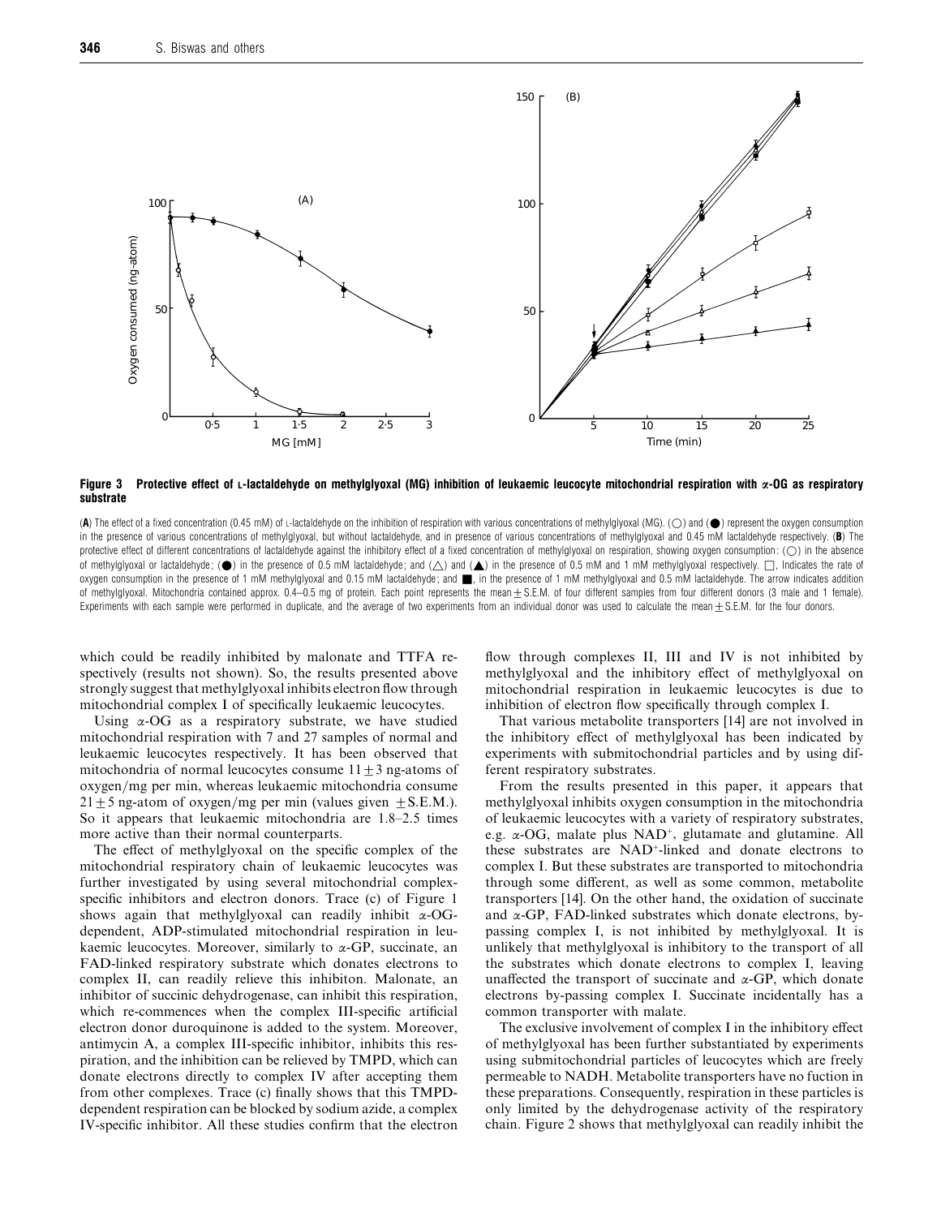**Figure 3 Protective effect of L-lactaldehyde on methylglyoxal (MG) inhibition of leukaemic leucocyte mitochondrial respiration with α-OG as respiratory substrate**

(**A**) The effect of a fixed concentration (0.45 mM) of L-lactaldehyde on the inhibition of respiration with various concentrations of methylglyoxal (MG). (○) and (●) represent the oxygen consumption in the presence of various concentrations of methylglyoxal, but without lactaldehyde, and in presence of various concentrations of methylglyoxal and 0.45 mM lactaldehyde respectively. (**B**) The protective effect of different concentrations of lactaldehyde against the inhibitory effect of a fixed concentration of methylglyoxal on respiration, showing oxygen consumption: (○) in the absence of methylglyoxal or lactaldehyde; (●) in the presence of 0.5 mM lactaldehyde; and (△) and (▲) in the presence of 0.5 mM and 1 mM methylglyoxal respectively. □, Indicates the rate of oxygen consumption in the presence of 1 mM methylglyoxal and 0.15 mM lactaldehyde; and ■, in the presence of 1 mM methylglyoxal and 0.5 mM lactaldehyde. The arrow indicates addition of methylglyoxal. Mitochondria contained approx. 0.4–0.5 mg of protein. Each point represents the mean ± S.E.M. of four different samples from four different donors (3 male and 1 female). Experiments with each sample were performed in duplicate, and the average of two experiments from an individual donor was used to calculate the mean ± S.E.M. for the four donors.

which could be readily inhibited by malonate and TTFA respectively (results not shown). So, the results presented above strongly suggest that methylglyoxal inhibits electron flow through mitochondrial complex I of specifically leukaemic leucocytes.

Using α-OG as a respiratory substrate, we have studied mitochondrial respiration with 7 and 27 samples of normal and leukaemic leucocytes respectively. It has been observed that mitochondria of normal leucocytes consume $11 \pm 3$ ng-atoms of oxygen/mg per min, whereas leukaemic mitochondria consume $21 \pm 5$ ng-atom of oxygen/mg per min (values given ± S.E.M.). So it appears that leukaemic mitochondria are 1.8–2.5 times more active than their normal counterparts.

The effect of methylglyoxal on the specific complex of the mitochondrial respiratory chain of leukaemic leucocytes was further investigated by using several mitochondrial complex-specific inhibitors and electron donors. Trace (c) of Figure 1 shows again that methylglyoxal can readily inhibit α-OG-dependent, ADP-stimulated mitochondrial respiration in leukaemic leucocytes. Moreover, similarly to α-GP, succinate, an FAD-linked respiratory substrate which donates electrons to complex II, can readily relieve this inhibiton. Malonate, an inhibitor of succinic dehydrogenase, can inhibit this respiration, which re-commences when the complex III-specific artificial electron donor duroquinone is added to the system. Moreover, antimycin A, a complex III-specific inhibitor, inhibits this respiration, and the inhibition can be relieved by TMPD, which can donate electrons directly to complex IV after accepting them from other complexes. Trace (c) finally shows that this TMPD-dependent respiration can be blocked by sodium azide, a complex IV-specific inhibitor. All these studies confirm that the electron flow through complexes II, III and IV is not inhibited by methylglyoxal and the inhibitory effect of methylglyoxal on mitochondrial respiration in leukaemic leucocytes is due to inhibition of electron flow specifically through complex I.

That various metabolite transporters [14] are not involved in the inhibitory effect of methylglyoxal has been indicated by experiments with submitochondrial particles and by using different respiratory substrates.

From the results presented in this paper, it appears that methylglyoxal inhibits oxygen consumption in the mitochondria of leukaemic leucocytes with a variety of respiratory substrates, e.g. α-OG, malate plus $NAD^{+}$, glutamate and glutamine. All these substrates are $NAD^{+}$-linked and donate electrons to complex I. But these substrates are transported to mitochondria through some different, as well as some common, metabolite transporters [14]. On the other hand, the oxidation of succinate and α-GP, FAD-linked substrates which donate electrons, by-passing complex I, is not inhibited by methylglyoxal. It is unlikely that methylglyoxal is inhibitory to the transport of all the substrates which donate electrons to complex I, leaving unaffected the transport of succinate and α-GP, which donate electrons by-passing complex I. Succinate incidentally has a common transporter with malate.

The exclusive involvement of complex I in the inhibitory effect of methylglyoxal has been further substantiated by experiments using submitochondrial particles of leucocytes which are freely permeable to NADH. Metabolite transporters have no fuction in these preparations. Consequently, respiration in these particles is only limited by the dehydrogenase activity of the respiratory chain. Figure 2 shows that methylglyoxal can readily inhibit the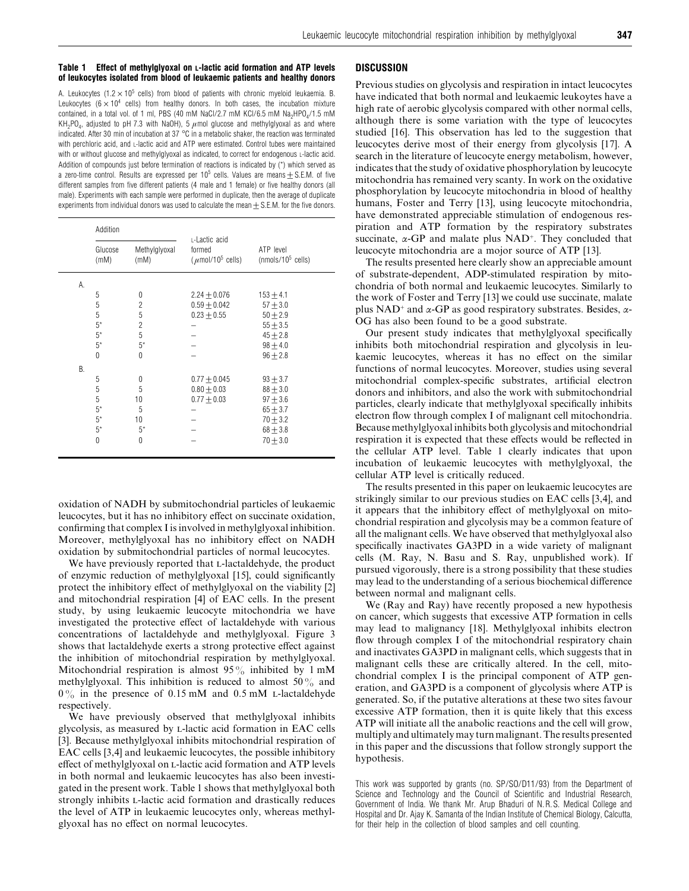**Table 1 Effect of methylglyoxal on L-lactic acid formation and ATP levels of leukocytes isolated from blood of leukaemic patients and healthy donors**

A. Leukocytes ($1.2 \times 10^5$ cells) from blood of patients with chronic myeloid leukaemia. B. Leukocytes ($6 \times 10^4$ cells) from healthy donors. In both cases, the incubation mixture contained, in a total vol. of 1 ml, PBS (40 mM NaCl/2.7 mM KCl/6.5 mM $Na_2HPO_4$/1.5 mM $KH_2PO_4$, adjusted to pH 7.3 with NaOH), 5 $\mu$mol glucose and methylglyoxal as and where indicated. After 30 min of incubation at 37 °C in a metabolic shaker, the reaction was terminated with perchloric acid, and L-lactic acid and ATP were estimated. Control tubes were maintained with or without glucose and methylglyoxal as indicated, to correct for endogenous L-lactic acid. Addition of compounds just before termination of reactions is indicated by (*) which served as a zero-time control. Results are expressed per $10^5$ cells. Values are means ± S.E.M. of five different samples from five different patients (4 male and 1 female) or five healthy donors (all male). Experiments with each sample were performed in duplicate, then the average of duplicate experiments from individual donors was used to calculate the mean ± S.E.M. for the five donors.

| | Addition | | L-Lactic acid formed ($\mu$mol/$10^5$ cells) | ATP level (nmols/$10^5$ cells) |
|---|---|---|---|---|
| | Glucose (mM) | Methylglyoxal (mM) | | |
| A. | | | | |
| | 5 | 0 | 2.24 ± 0.076 | 153 ± 4.1 |
| | 5 | 2 | 0.59 ± 0.042 | 57 ± 3.0 |
| | 5 | 5 | 0.23 ± 0.55 | 50 ± 2.9 |
| | 5* | 2 | – | 55 ± 3.5 |
| | 5* | 5 | – | 45 ± 2.8 |
| | 5* | 5* | – | 98 ± 4.0 |
| | 0 | 0 | – | 96 ± 2.8 |
| B. | | | | |
| | 5 | 0 | 0.77 ± 0.045 | 93 ± 3.7 |
| | 5 | 5 | 0.80 ± 0.03 | 88 ± 3.0 |
| | 5 | 10 | 0.77 ± 0.03 | 97 ± 3.6 |
| | 5* | 5 | – | 65 ± 3.7 |
| | 5* | 10 | – | 70 ± 3.2 |
| | 5* | 5* | – | 68 ± 3.8 |
| | 0 | 0 | – | 70 ± 3.0 |

oxidation of NADH by submitochondrial particles of leukaemic leucocytes, but it has no inhibitory effect on succinate oxidation, confirming that complex I is involved in methylglyoxal inhibition. Moreover, methylglyoxal has no inhibitory effect on NADH oxidation by submitochondrial particles of normal leucocytes.

We have previously reported that L-lactaldehyde, the product of enzymic reduction of methylglyoxal [15], could significantly protect the inhibitory effect of methylglyoxal on the viability [2] and mitochondrial respiration [4] of EAC cells. In the present study, by using leukaemic leucocyte mitochondria we have investigated the protective effect of lactaldehyde with various concentrations of lactaldehyde and methylglyoxal. Figure 3 shows that lactaldehyde exerts a strong protective effect against the inhibition of mitochondrial respiration by methylglyoxal. Mitochondrial respiration is almost 95% inhibited by 1 mM methylglyoxal. This inhibition is reduced to almost 50% and 0% in the presence of 0.15 mM and 0.5 mM L-lactaldehyde respectively.

We have previously observed that methylglyoxal inhibits glycolysis, as measured by L-lactic acid formation in EAC cells [3]. Because methylglyoxal inhibits mitochondrial respiration of EAC cells [3,4] and leukaemic leucocytes, the possible inhibitory effect of methylglyoxal on L-lactic acid formation and ATP levels in both normal and leukaemic leucocytes has also been investigated in the present work. Table 1 shows that methylglyoxal both strongly inhibits L-lactic acid formation and drastically reduces the level of ATP in leukaemic leucocytes only, whereas methylglyoxal has no effect on normal leucocytes.

## DISCUSSION

Previous studies on glycolysis and respiration in intact leucocytes have indicated that both normal and leukaemic leukoytes have a high rate of aerobic glycolysis compared with other normal cells, although there is some variation with the type of leucocytes studied [16]. This observation has led to the suggestion that leucocytes derive most of their energy from glycolysis [17]. A search in the literature of leucocyte energy metabolism, however, indicates that the study of oxidative phosphorylation by leucocyte mitochondria has remained very scanty. In work on the oxidative phosphorylation by leucocyte mitochondria in blood of healthy humans, Foster and Terry [13], using leucocyte mitochondria, have demonstrated appreciable stimulation of endogenous respiration and ATP formation by the respiratory substrates succinate, $\alpha$-GP and malate plus $NAD^+$. They concluded that leucocyte mitochondria are a mojor source of ATP [13].

The results presented here clearly show an appreciable amount of substrate-dependent, ADP-stimulated respiration by mitochondria of both normal and leukaemic leucocytes. Similarly to the work of Foster and Terry [13] we could use succinate, malate plus $NAD^+$ and $\alpha$-GP as good respiratory substrates. Besides, $\alpha$-OG has also been found to be a good substrate.

Our present study indicates that methylglyoxal specifically inhibits both mitochondrial respiration and glycolysis in leukaemic leucocytes, whereas it has no effect on the similar functions of normal leucocytes. Moreover, studies using several mitochondrial complex-specific substrates, artificial electron donors and inhibitors, and also the work with submitochondrial particles, clearly indicate that methylglyoxal specifically inhibits electron flow through complex I of malignant cell mitochondria. Because methylglyoxal inhibits both glycolysis and mitochondrial respiration it is expected that these effects would be reflected in the cellular ATP level. Table 1 clearly indicates that upon incubation of leukaemic leucocytes with methylglyoxal, the cellular ATP level is critically reduced.

The results presented in this paper on leukaemic leucocytes are strikingly similar to our previous studies on EAC cells [3,4], and it appears that the inhibitory effect of methylglyoxal on mitochondrial respiration and glycolysis may be a common feature of all the malignant cells. We have observed that methylglyoxal also specifically inactivates GA3PD in a wide variety of malignant cells (M. Ray, N. Basu and S. Ray, unpublished work). If pursued vigorously, there is a strong possibility that these studies may lead to the understanding of a serious biochemical difference between normal and malignant cells.

We (Ray and Ray) have recently proposed a new hypothesis on cancer, which suggests that excessive ATP formation in cells may lead to malignancy [18]. Methylglyoxal inhibits electron flow through complex I of the mitochondrial respiratory chain and inactivates GA3PD in malignant cells, which suggests that in malignant cells these are critically altered. In the cell, mitochondrial complex I is the principal component of ATP generation, and GA3PD is a component of glycolysis where ATP is generated. So, if the putative alterations at these two sites favour excessive ATP formation, then it is quite likely that this excess ATP will initiate all the anabolic reactions and the cell will grow, multiply and ultimately may turn malignant. The results presented in this paper and the discussions that follow strongly support the hypothesis.

This work was supported by grants (no. SP/SO/D11/93) from the Department of Science and Technology and the Council of Scientific and Industrial Research, Government of India. We thank Mr. Arup Bhaduri of N. R. S. Medical College and Hospital and Dr. Ajay K. Samanta of the Indian Institute of Chemical Biology, Calcutta, for their help in the collection of blood samples and cell counting.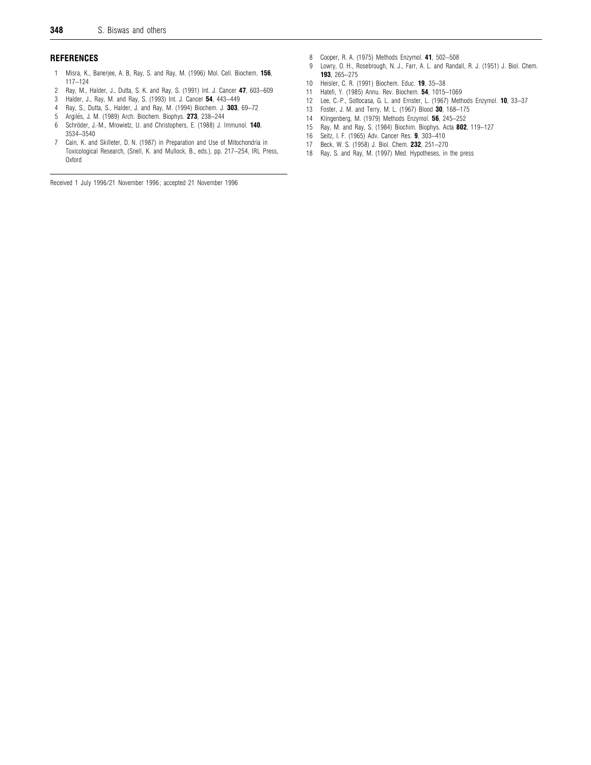## REFERENCES

1. Misra, K., Banerjee, A. B, Ray, S. and Ray, M. (1996) Mol. Cell. Biochem. **156**, 117–124
2. Ray, M., Halder, J., Dutta, S. K. and Ray, S. (1991) Int. J. Cancer **47**, 603–609
3. Halder, J., Ray, M. and Ray, S. (1993) Int. J. Cancer **54**, 443–449
4. Ray, S., Dutta, S., Halder, J. and Ray, M. (1994) Biochem. J. **303**, 69–72
5. Argilés, J. M. (1989) Arch. Biochem. Biophys. **273**, 238–244
6. Schröder, J.-M., Mrowietz, U. and Christophers, E. (1988) J. Immunol. **140**, 3534–3540
7. Cain, K. and Skilleter, D. N. (1987) in Preparation and Use of Mitochondria in Toxicological Research, (Snell, K. and Mullock, B., eds.), pp. 217–254, IRL Press, Oxford
8. Cooper, R. A. (1975) Methods Enzymol. **41**, 502–508
9. Lowry, O. H., Rosebrough, N. J., Farr, A. L. and Randall, R. J. (1951) J. Biol. Chem. **193**, 265–275
10. Heisler, C. R. (1991) Biochem. Educ. **19**, 35–38
11. Hatefi, Y. (1985) Annu. Rev. Biochem. **54**, 1015–1069
12. Lee, C.-P., Sottocasa, G. L. and Ernster, L. (1967) Methods Enzymol. **10**, 33–37
13. Foster, J. M. and Terry, M. L. (1967) Blood **30**, 168–175
14. Klingenberg, M. (1979) Methods Enzymol. **56**, 245–252
15. Ray, M. and Ray, S. (1984) Biochim. Biophys. Acta **802**, 119–127
16. Seitz, I. F. (1965) Adv. Cancer Res. **9**, 303–410
17. Beck, W. S. (1958) J. Biol. Chem. **232**, 251–270
18. Ray, S. and Ray, M. (1997) Med. Hypotheses, in the press

Received 1 July 1996/21 November 1996; accepted 21 November 1996